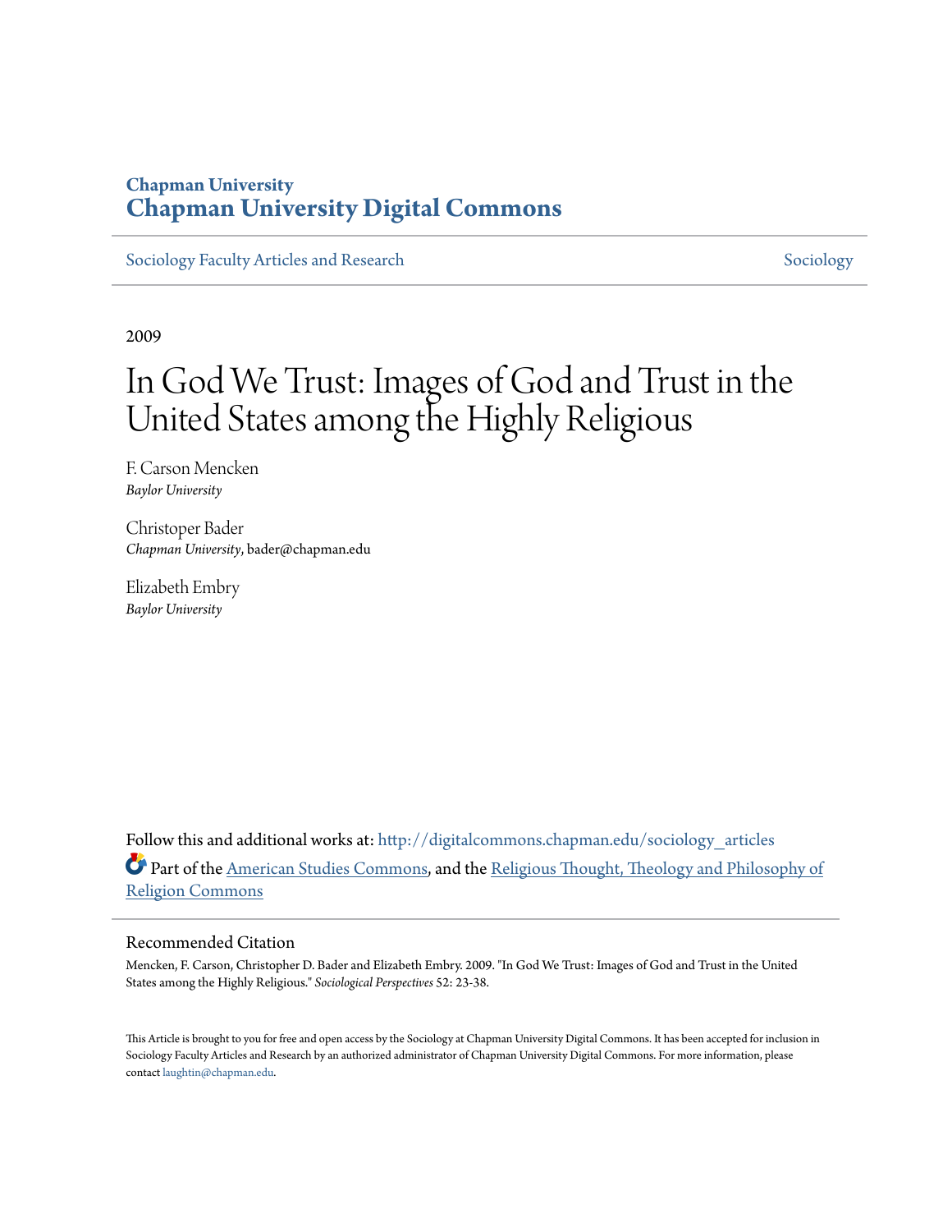Chapman University
# Chapman University Digital Commons

Sociology Faculty Articles and Research | Sociology

2009

# In God We Trust: Images of God and Trust in the United States among the Highly Religious

F. Carson Mencken
*Baylor University*

Christoper Bader
*Chapman University*, bader@chapman.edu

Elizabeth Embry
*Baylor University*

Follow this and additional works at: http://digitalcommons.chapman.edu/sociology_articles

Part of the American Studies Commons, and the Religious Thought, Theology and Philosophy of Religion Commons

## Recommended Citation

Mencken, F. Carson, Christopher D. Bader and Elizabeth Embry. 2009. "In God We Trust: Images of God and Trust in the United States among the Highly Religious." *Sociological Perspectives* 52: 23-38.

This Article is brought to you for free and open access by the Sociology at Chapman University Digital Commons. It has been accepted for inclusion in Sociology Faculty Articles and Research by an authorized administrator of Chapman University Digital Commons. For more information, please contact laughtin@chapman.edu.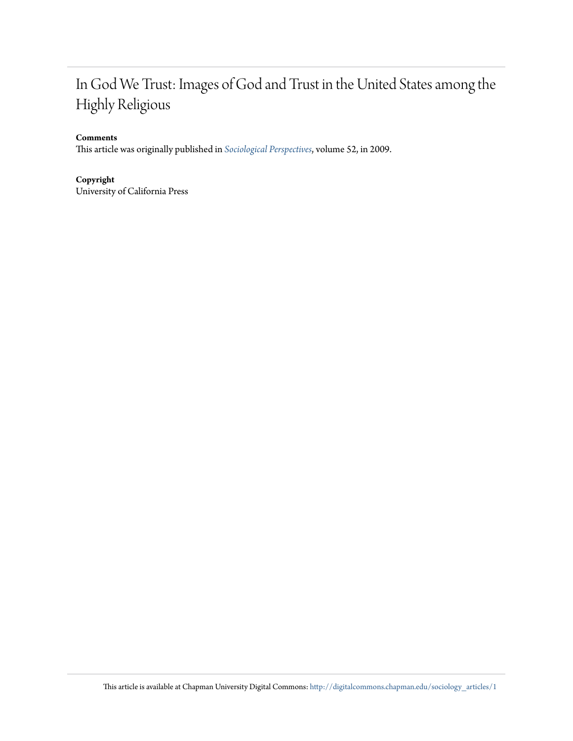# In God We Trust: Images of God and Trust in the United States among the Highly Religious

**Comments**

This article was originally published in *Sociological Perspectives*, volume 52, in 2009.

**Copyright**

University of California Press

This article is available at Chapman University Digital Commons: http://digitalcommons.chapman.edu/sociology_articles/1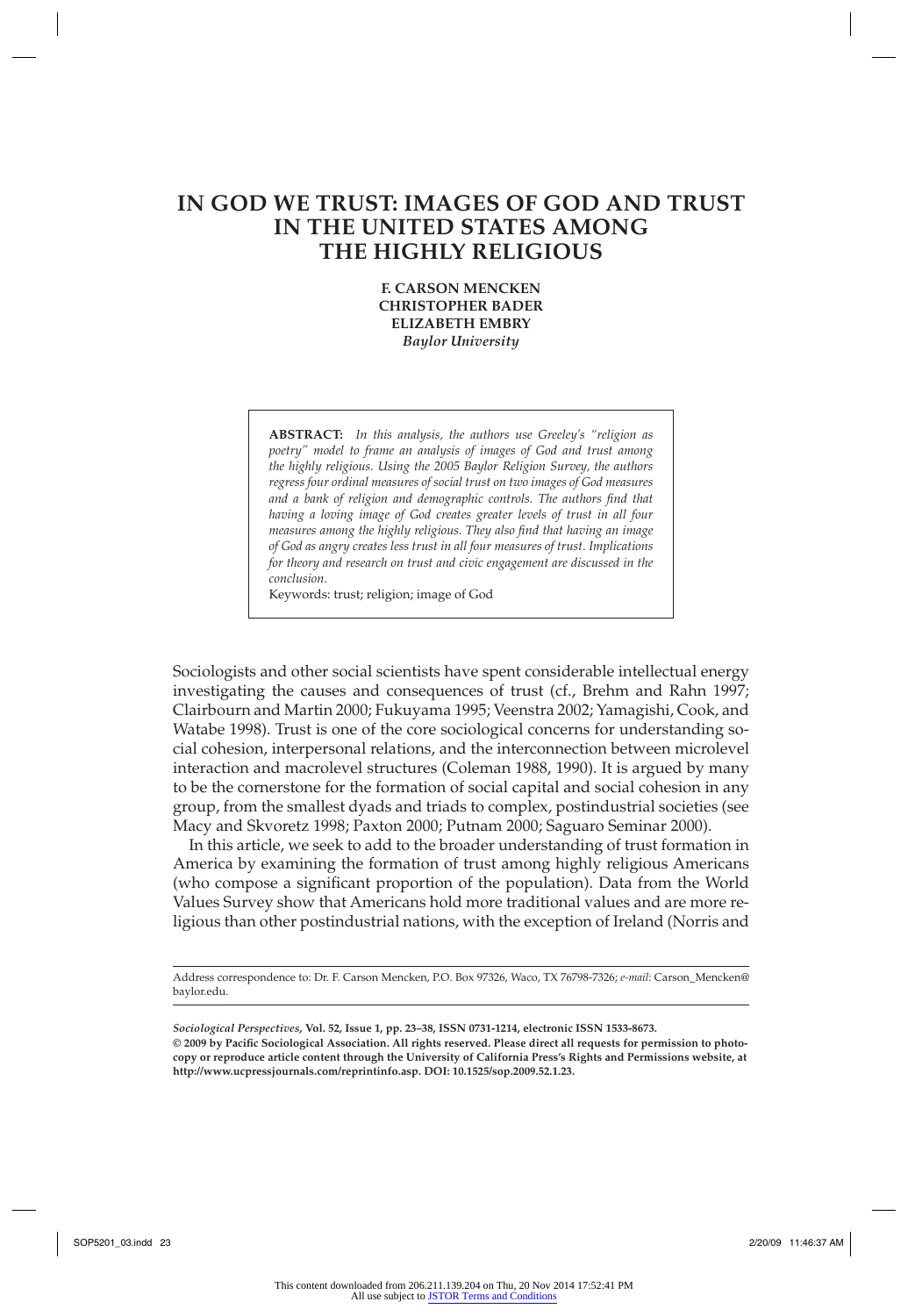# IN GOD WE TRUST: IMAGES OF GOD AND TRUST IN THE UNITED STATES AMONG THE HIGHLY RELIGIOUS

**F. CARSON MENCKEN**
**CHRISTOPHER BADER**
**ELIZABETH EMBRY**
***Baylor University***

> **ABSTRACT:** *In this analysis, the authors use Greeley's "religion as poetry" model to frame an analysis of images of God and trust among the highly religious. Using the 2005 Baylor Religion Survey, the authors regress four ordinal measures of social trust on two images of God measures and a bank of religion and demographic controls. The authors find that having a loving image of God creates greater levels of trust in all four measures among the highly religious. They also find that having an image of God as angry creates less trust in all four measures of trust. Implications for theory and research on trust and civic engagement are discussed in the conclusion.*
>
> Keywords: trust; religion; image of God

Sociologists and other social scientists have spent considerable intellectual energy investigating the causes and consequences of trust (cf., Brehm and Rahn 1997; Clairbourn and Martin 2000; Fukuyama 1995; Veenstra 2002; Yamagishi, Cook, and Watabe 1998). Trust is one of the core sociological concerns for understanding social cohesion, interpersonal relations, and the interconnection between microlevel interaction and macrolevel structures (Coleman 1988, 1990). It is argued by many to be the cornerstone for the formation of social capital and social cohesion in any group, from the smallest dyads and triads to complex, postindustrial societies (see Macy and Skvoretz 1998; Paxton 2000; Putnam 2000; Saguaro Seminar 2000).

In this article, we seek to add to the broader understanding of trust formation in America by examining the formation of trust among highly religious Americans (who compose a significant proportion of the population). Data from the World Values Survey show that Americans hold more traditional values and are more religious than other postindustrial nations, with the exception of Ireland (Norris and

---

Address correspondence to: Dr. F. Carson Mencken, P.O. Box 97326, Waco, TX 76798-7326; *e-mail*: Carson_Mencken@baylor.edu.

*Sociological Perspectives*, Vol. 52, Issue 1, pp. 23–38, ISSN 0731-1214, electronic ISSN 1533-8673. © 2009 by Pacific Sociological Association. All rights reserved. Please direct all requests for permission to photocopy or reproduce article content through the University of California Press's Rights and Permissions website, at http://www.ucpressjournals.com/reprintinfo.asp. DOI: 10.1525/sop.2009.52.1.23.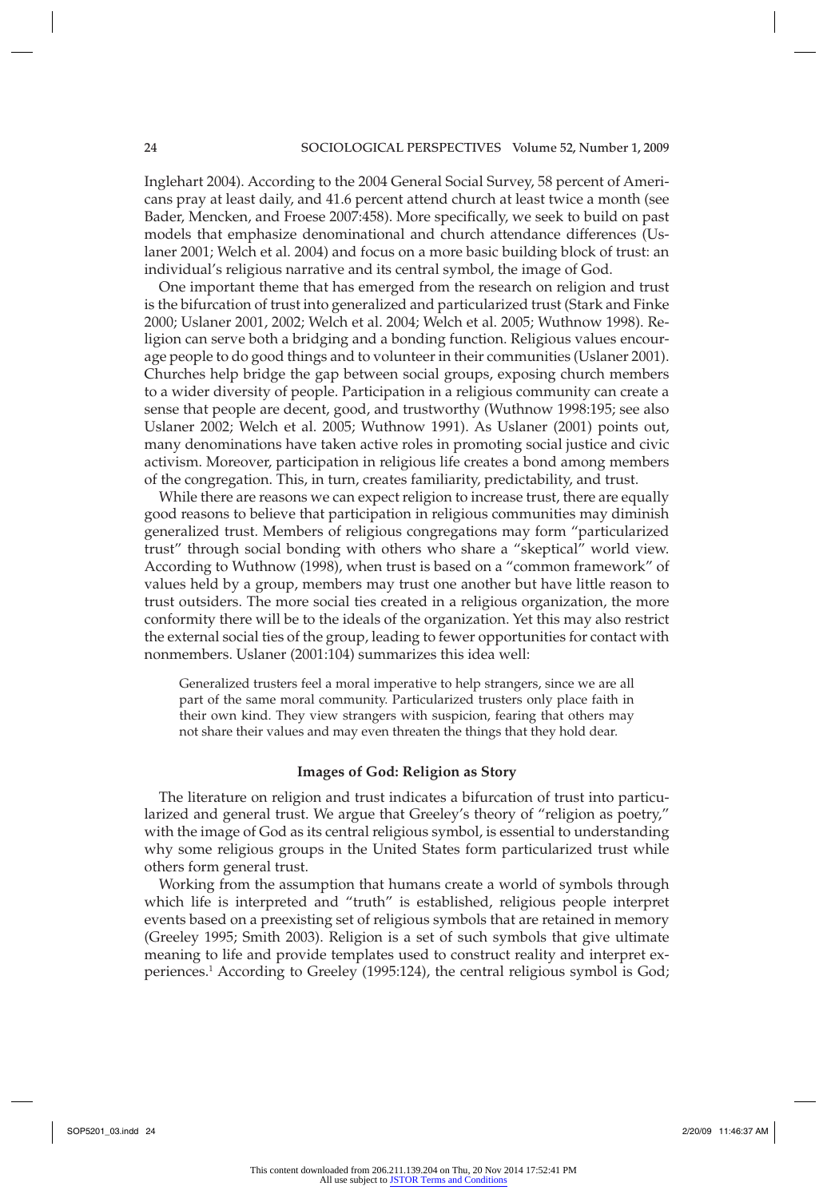Inglehart 2004). According to the 2004 General Social Survey, 58 percent of Americans pray at least daily, and 41.6 percent attend church at least twice a month (see Bader, Mencken, and Froese 2007:458). More specifically, we seek to build on past models that emphasize denominational and church attendance differences (Uslaner 2001; Welch et al. 2004) and focus on a more basic building block of trust: an individual's religious narrative and its central symbol, the image of God.

One important theme that has emerged from the research on religion and trust is the bifurcation of trust into generalized and particularized trust (Stark and Finke 2000; Uslaner 2001, 2002; Welch et al. 2004; Welch et al. 2005; Wuthnow 1998). Religion can serve both a bridging and a bonding function. Religious values encourage people to do good things and to volunteer in their communities (Uslaner 2001). Churches help bridge the gap between social groups, exposing church members to a wider diversity of people. Participation in a religious community can create a sense that people are decent, good, and trustworthy (Wuthnow 1998:195; see also Uslaner 2002; Welch et al. 2005; Wuthnow 1991). As Uslaner (2001) points out, many denominations have taken active roles in promoting social justice and civic activism. Moreover, participation in religious life creates a bond among members of the congregation. This, in turn, creates familiarity, predictability, and trust.

While there are reasons we can expect religion to increase trust, there are equally good reasons to believe that participation in religious communities may diminish generalized trust. Members of religious congregations may form "particularized trust" through social bonding with others who share a "skeptical" world view. According to Wuthnow (1998), when trust is based on a "common framework" of values held by a group, members may trust one another but have little reason to trust outsiders. The more social ties created in a religious organization, the more conformity there will be to the ideals of the organization. Yet this may also restrict the external social ties of the group, leading to fewer opportunities for contact with nonmembers. Uslaner (2001:104) summarizes this idea well:

> Generalized trusters feel a moral imperative to help strangers, since we are all part of the same moral community. Particularized trusters only place faith in their own kind. They view strangers with suspicion, fearing that others may not share their values and may even threaten the things that they hold dear.

### Images of God: Religion as Story

The literature on religion and trust indicates a bifurcation of trust into particularized and general trust. We argue that Greeley's theory of "religion as poetry," with the image of God as its central religious symbol, is essential to understanding why some religious groups in the United States form particularized trust while others form general trust.

Working from the assumption that humans create a world of symbols through which life is interpreted and "truth" is established, religious people interpret events based on a preexisting set of religious symbols that are retained in memory (Greeley 1995; Smith 2003). Religion is a set of such symbols that give ultimate meaning to life and provide templates used to construct reality and interpret experiences.[1] According to Greeley (1995:124), the central religious symbol is God;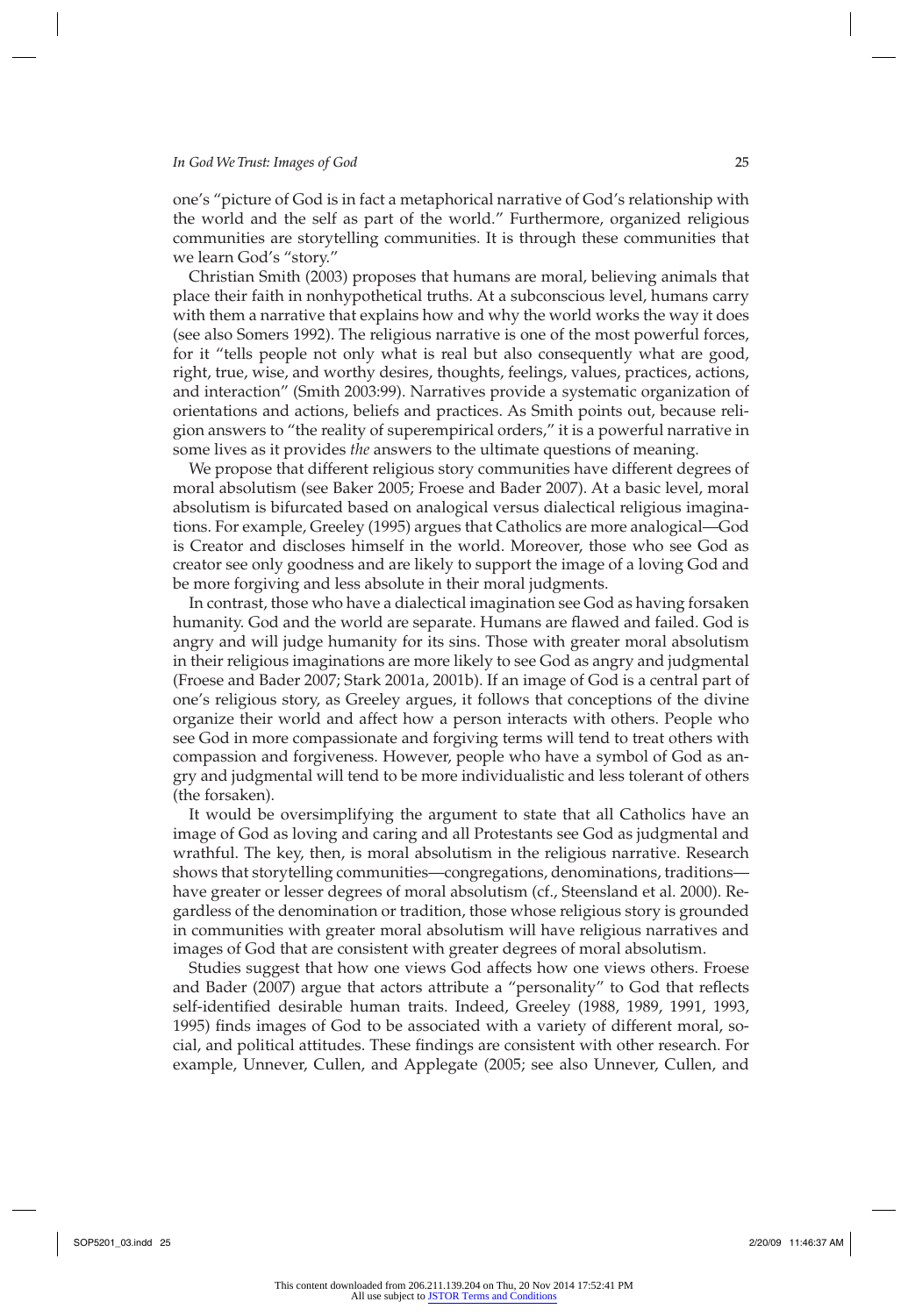one's "picture of God is in fact a metaphorical narrative of God's relationship with the world and the self as part of the world." Furthermore, organized religious communities are storytelling communities. It is through these communities that we learn God's "story."

Christian Smith (2003) proposes that humans are moral, believing animals that place their faith in nonhypothetical truths. At a subconscious level, humans carry with them a narrative that explains how and why the world works the way it does (see also Somers 1992). The religious narrative is one of the most powerful forces, for it "tells people not only what is real but also consequently what are good, right, true, wise, and worthy desires, thoughts, feelings, values, practices, actions, and interaction" (Smith 2003:99). Narratives provide a systematic organization of orientations and actions, beliefs and practices. As Smith points out, because religion answers to "the reality of superempirical orders," it is a powerful narrative in some lives as it provides *the* answers to the ultimate questions of meaning.

We propose that different religious story communities have different degrees of moral absolutism (see Baker 2005; Froese and Bader 2007). At a basic level, moral absolutism is bifurcated based on analogical versus dialectical religious imaginations. For example, Greeley (1995) argues that Catholics are more analogical—God is Creator and discloses himself in the world. Moreover, those who see God as creator see only goodness and are likely to support the image of a loving God and be more forgiving and less absolute in their moral judgments.

In contrast, those who have a dialectical imagination see God as having forsaken humanity. God and the world are separate. Humans are flawed and failed. God is angry and will judge humanity for its sins. Those with greater moral absolutism in their religious imaginations are more likely to see God as angry and judgmental (Froese and Bader 2007; Stark 2001a, 2001b). If an image of God is a central part of one's religious story, as Greeley argues, it follows that conceptions of the divine organize their world and affect how a person interacts with others. People who see God in more compassionate and forgiving terms will tend to treat others with compassion and forgiveness. However, people who have a symbol of God as angry and judgmental will tend to be more individualistic and less tolerant of others (the forsaken).

It would be oversimplifying the argument to state that all Catholics have an image of God as loving and caring and all Protestants see God as judgmental and wrathful. The key, then, is moral absolutism in the religious narrative. Research shows that storytelling communities—congregations, denominations, traditions—have greater or lesser degrees of moral absolutism (cf., Steensland et al. 2000). Regardless of the denomination or tradition, those whose religious story is grounded in communities with greater moral absolutism will have religious narratives and images of God that are consistent with greater degrees of moral absolutism.

Studies suggest that how one views God affects how one views others. Froese and Bader (2007) argue that actors attribute a "personality" to God that reflects self-identified desirable human traits. Indeed, Greeley (1988, 1989, 1991, 1993, 1995) finds images of God to be associated with a variety of different moral, social, and political attitudes. These findings are consistent with other research. For example, Unnever, Cullen, and Applegate (2005; see also Unnever, Cullen, and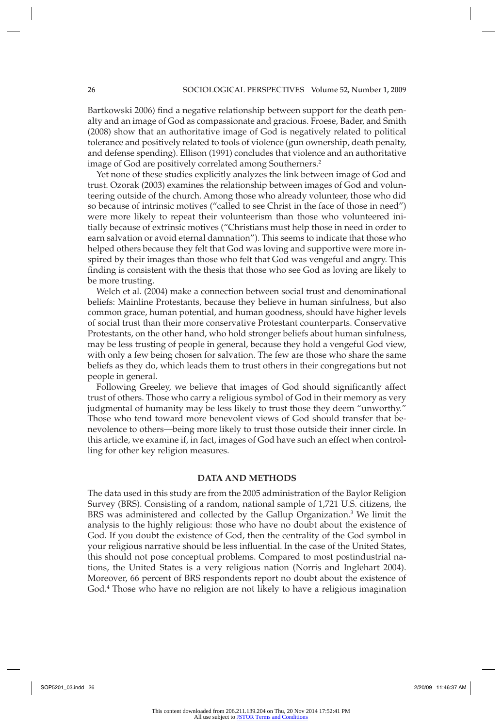Bartkowski 2006) find a negative relationship between support for the death penalty and an image of God as compassionate and gracious. Froese, Bader, and Smith (2008) show that an authoritative image of God is negatively related to political tolerance and positively related to tools of violence (gun ownership, death penalty, and defense spending). Ellison (1991) concludes that violence and an authoritative image of God are positively correlated among Southerners.[2]

Yet none of these studies explicitly analyzes the link between image of God and trust. Ozorak (2003) examines the relationship between images of God and volunteering outside of the church. Among those who already volunteer, those who did so because of intrinsic motives ("called to see Christ in the face of those in need") were more likely to repeat their volunteerism than those who volunteered initially because of extrinsic motives ("Christians must help those in need in order to earn salvation or avoid eternal damnation"). This seems to indicate that those who helped others because they felt that God was loving and supportive were more inspired by their images than those who felt that God was vengeful and angry. This finding is consistent with the thesis that those who see God as loving are likely to be more trusting.

Welch et al. (2004) make a connection between social trust and denominational beliefs: Mainline Protestants, because they believe in human sinfulness, but also common grace, human potential, and human goodness, should have higher levels of social trust than their more conservative Protestant counterparts. Conservative Protestants, on the other hand, who hold stronger beliefs about human sinfulness, may be less trusting of people in general, because they hold a vengeful God view, with only a few being chosen for salvation. The few are those who share the same beliefs as they do, which leads them to trust others in their congregations but not people in general.

Following Greeley, we believe that images of God should significantly affect trust of others. Those who carry a religious symbol of God in their memory as very judgmental of humanity may be less likely to trust those they deem "unworthy." Those who tend toward more benevolent views of God should transfer that benevolence to others—being more likely to trust those outside their inner circle. In this article, we examine if, in fact, images of God have such an effect when controlling for other key religion measures.

## DATA AND METHODS

The data used in this study are from the 2005 administration of the Baylor Religion Survey (BRS). Consisting of a random, national sample of 1,721 U.S. citizens, the BRS was administered and collected by the Gallup Organization.[3] We limit the analysis to the highly religious: those who have no doubt about the existence of God. If you doubt the existence of God, then the centrality of the God symbol in your religious narrative should be less influential. In the case of the United States, this should not pose conceptual problems. Compared to most postindustrial nations, the United States is a very religious nation (Norris and Inglehart 2004). Moreover, 66 percent of BRS respondents report no doubt about the existence of God.[4] Those who have no religion are not likely to have a religious imagination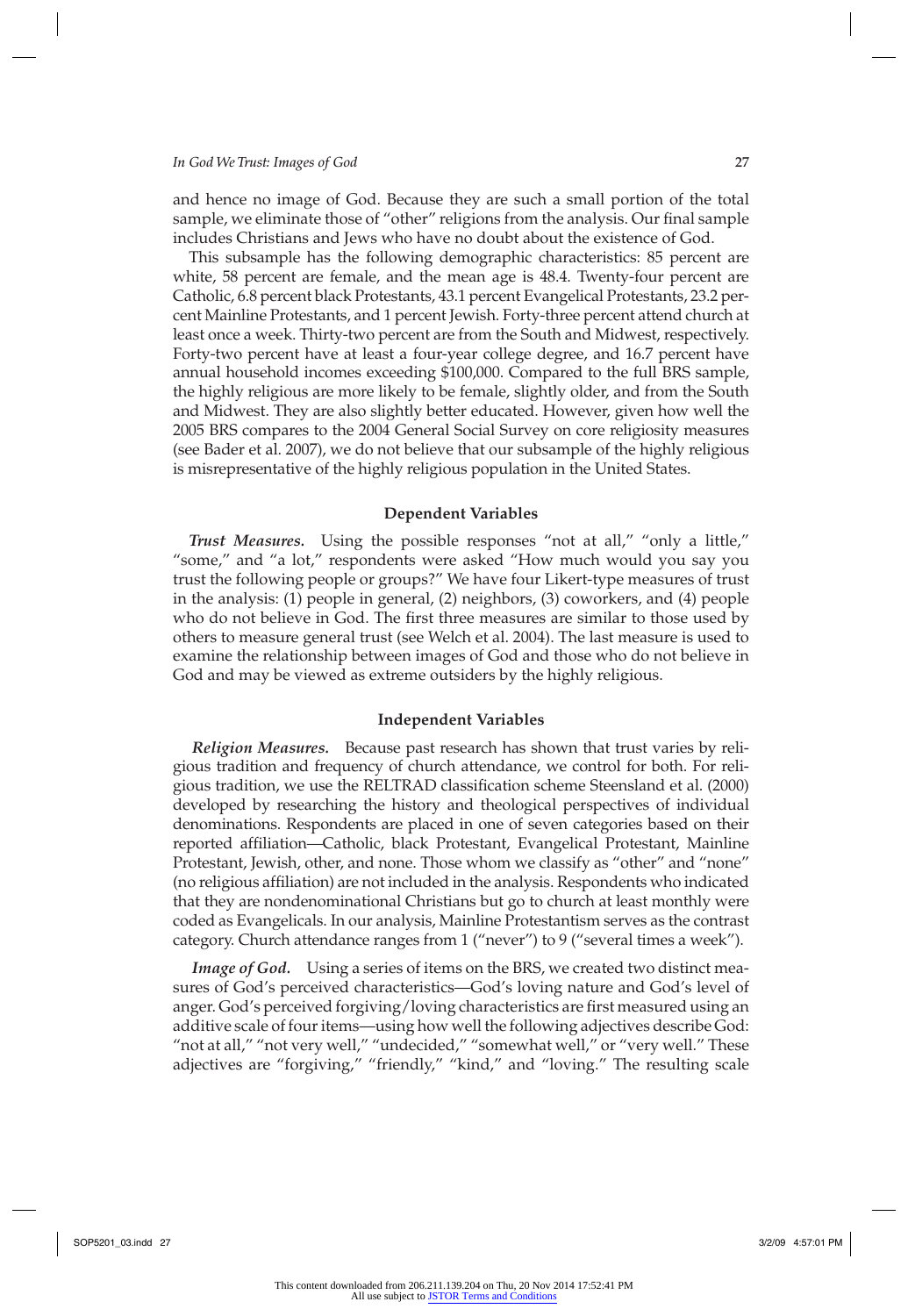and hence no image of God. Because they are such a small portion of the total sample, we eliminate those of "other" religions from the analysis. Our final sample includes Christians and Jews who have no doubt about the existence of God.

This subsample has the following demographic characteristics: 85 percent are white, 58 percent are female, and the mean age is 48.4. Twenty-four percent are Catholic, 6.8 percent black Protestants, 43.1 percent Evangelical Protestants, 23.2 percent Mainline Protestants, and 1 percent Jewish. Forty-three percent attend church at least once a week. Thirty-two percent are from the South and Midwest, respectively. Forty-two percent have at least a four-year college degree, and 16.7 percent have annual household incomes exceeding $100,000. Compared to the full BRS sample, the highly religious are more likely to be female, slightly older, and from the South and Midwest. They are also slightly better educated. However, given how well the 2005 BRS compares to the 2004 General Social Survey on core religiosity measures (see Bader et al. 2007), we do not believe that our subsample of the highly religious is misrepresentative of the highly religious population in the United States.

## Dependent Variables

***Trust Measures.*** Using the possible responses "not at all," "only a little," "some," and "a lot," respondents were asked "How much would you say you trust the following people or groups?" We have four Likert-type measures of trust in the analysis: (1) people in general, (2) neighbors, (3) coworkers, and (4) people who do not believe in God. The first three measures are similar to those used by others to measure general trust (see Welch et al. 2004). The last measure is used to examine the relationship between images of God and those who do not believe in God and may be viewed as extreme outsiders by the highly religious.

## Independent Variables

***Religion Measures.*** Because past research has shown that trust varies by religious tradition and frequency of church attendance, we control for both. For religious tradition, we use the RELTRAD classification scheme Steensland et al. (2000) developed by researching the history and theological perspectives of individual denominations. Respondents are placed in one of seven categories based on their reported affiliation—Catholic, black Protestant, Evangelical Protestant, Mainline Protestant, Jewish, other, and none. Those whom we classify as "other" and "none" (no religious affiliation) are not included in the analysis. Respondents who indicated that they are nondenominational Christians but go to church at least monthly were coded as Evangelicals. In our analysis, Mainline Protestantism serves as the contrast category. Church attendance ranges from 1 ("never") to 9 ("several times a week").

***Image of God.*** Using a series of items on the BRS, we created two distinct measures of God's perceived characteristics—God's loving nature and God's level of anger. God's perceived forgiving/loving characteristics are first measured using an additive scale of four items—using how well the following adjectives describe God: "not at all," "not very well," "undecided," "somewhat well," or "very well." These adjectives are "forgiving," "friendly," "kind," and "loving." The resulting scale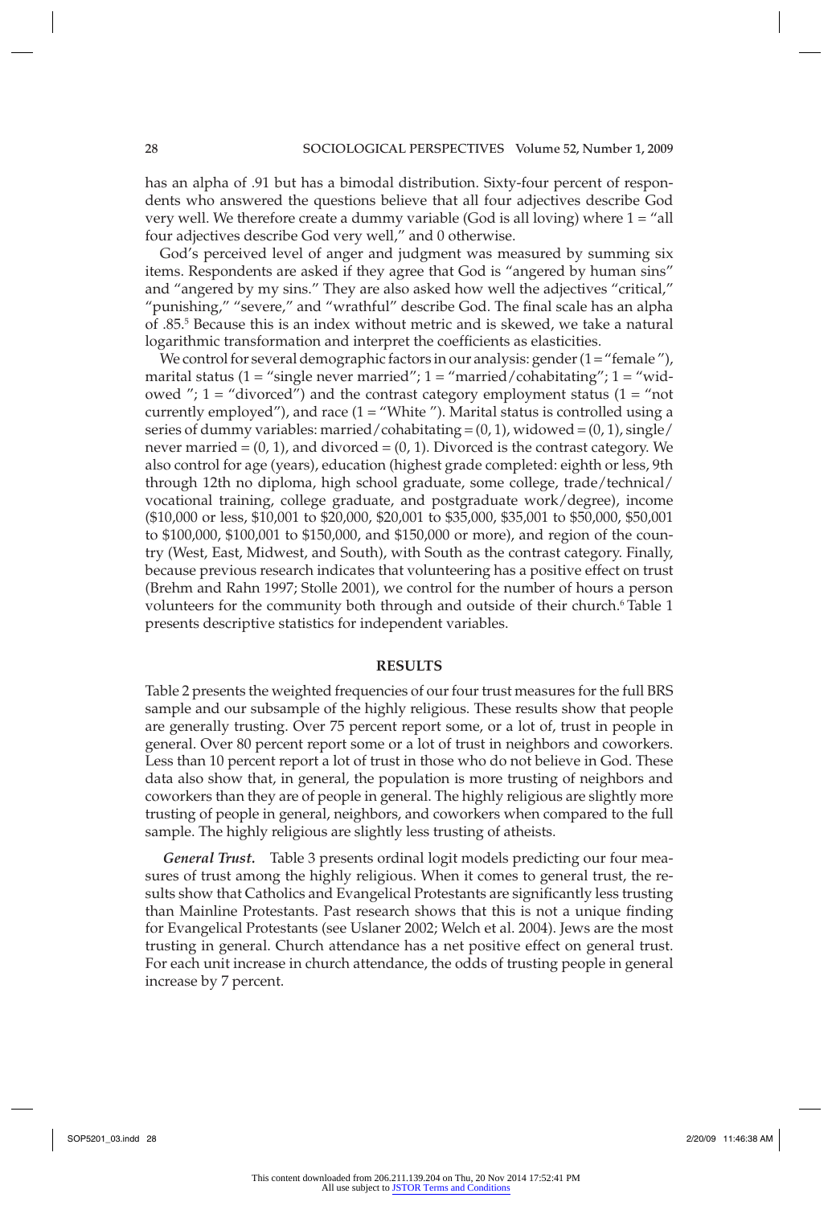has an alpha of .91 but has a bimodal distribution. Sixty-four percent of respondents who answered the questions believe that all four adjectives describe God very well. We therefore create a dummy variable (God is all loving) where 1 = "all four adjectives describe God very well," and 0 otherwise.

God's perceived level of anger and judgment was measured by summing six items. Respondents are asked if they agree that God is "angered by human sins" and "angered by my sins." They are also asked how well the adjectives "critical," "punishing," "severe," and "wrathful" describe God. The final scale has an alpha of .85.[5] Because this is an index without metric and is skewed, we take a natural logarithmic transformation and interpret the coefficients as elasticities.

We control for several demographic factors in our analysis: gender (1 = "female "), marital status (1 = "single never married"; 1 = "married/cohabitating"; 1 = "widowed "; 1 = "divorced") and the contrast category employment status (1 = "not currently employed"), and race (1 = "White "). Marital status is controlled using a series of dummy variables: married/cohabitating = (0, 1), widowed = (0, 1), single/never married = (0, 1), and divorced = (0, 1). Divorced is the contrast category. We also control for age (years), education (highest grade completed: eighth or less, 9th through 12th no diploma, high school graduate, some college, trade/technical/vocational training, college graduate, and postgraduate work/degree), income ($10,000 or less, $10,001 to $20,000, $20,001 to $35,000, $35,001 to $50,000, $50,001 to $100,000, $100,001 to $150,000, and $150,000 or more), and region of the country (West, East, Midwest, and South), with South as the contrast category. Finally, because previous research indicates that volunteering has a positive effect on trust (Brehm and Rahn 1997; Stolle 2001), we control for the number of hours a person volunteers for the community both through and outside of their church.[6] Table 1 presents descriptive statistics for independent variables.

## RESULTS

Table 2 presents the weighted frequencies of our four trust measures for the full BRS sample and our subsample of the highly religious. These results show that people are generally trusting. Over 75 percent report some, or a lot of, trust in people in general. Over 80 percent report some or a lot of trust in neighbors and coworkers. Less than 10 percent report a lot of trust in those who do not believe in God. These data also show that, in general, the population is more trusting of neighbors and coworkers than they are of people in general. The highly religious are slightly more trusting of people in general, neighbors, and coworkers when compared to the full sample. The highly religious are slightly less trusting of atheists.

***General Trust.*** Table 3 presents ordinal logit models predicting our four measures of trust among the highly religious. When it comes to general trust, the results show that Catholics and Evangelical Protestants are significantly less trusting than Mainline Protestants. Past research shows that this is not a unique finding for Evangelical Protestants (see Uslaner 2002; Welch et al. 2004). Jews are the most trusting in general. Church attendance has a net positive effect on general trust. For each unit increase in church attendance, the odds of trusting people in general increase by 7 percent.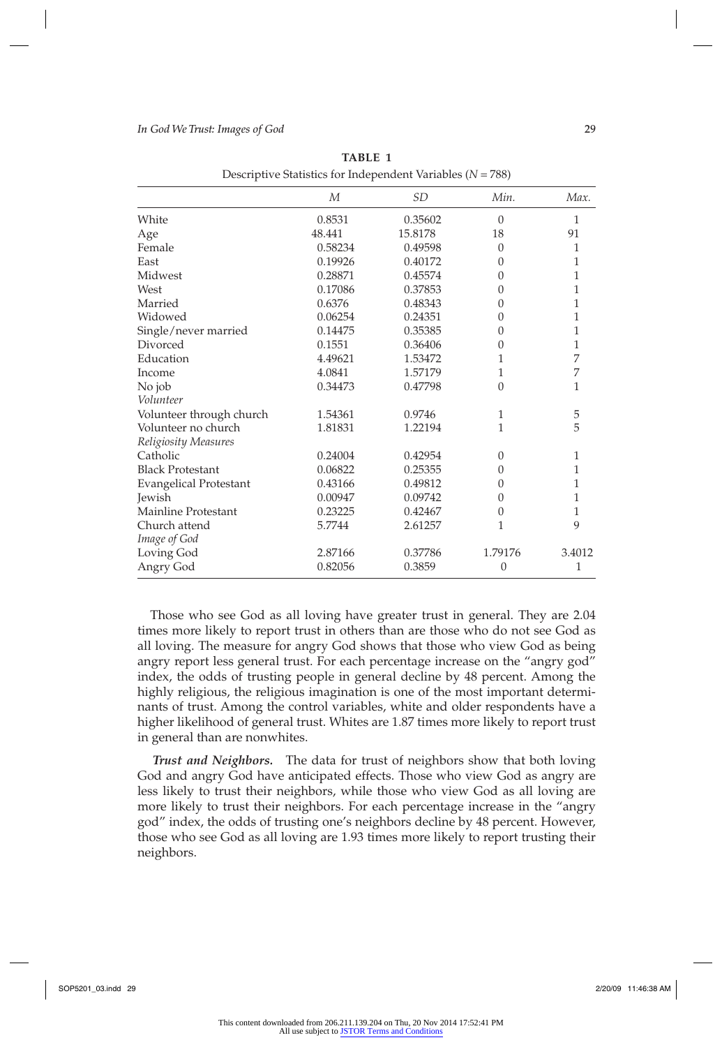**TABLE 1**

Descriptive Statistics for Independent Variables ($N = 788$)

| | *M* | *SD* | *Min.* | *Max.* |
|---|---|---|---|---|
| White | 0.8531 | 0.35602 | 0 | 1 |
| Age | 48.441 | 15.8178 | 18 | 91 |
| Female | 0.58234 | 0.49598 | 0 | 1 |
| East | 0.19926 | 0.40172 | 0 | 1 |
| Midwest | 0.28871 | 0.45574 | 0 | 1 |
| West | 0.17086 | 0.37853 | 0 | 1 |
| Married | 0.6376 | 0.48343 | 0 | 1 |
| Widowed | 0.06254 | 0.24351 | 0 | 1 |
| Single/never married | 0.14475 | 0.35385 | 0 | 1 |
| Divorced | 0.1551 | 0.36406 | 0 | 1 |
| Education | 4.49621 | 1.53472 | 1 | 7 |
| Income | 4.0841 | 1.57179 | 1 | 7 |
| No job | 0.34473 | 0.47798 | 0 | 1 |
| *Volunteer* | | | | |
| Volunteer through church | 1.54361 | 0.9746 | 1 | 5 |
| Volunteer no church | 1.81831 | 1.22194 | 1 | 5 |
| *Religiosity Measures* | | | | |
| Catholic | 0.24004 | 0.42954 | 0 | 1 |
| Black Protestant | 0.06822 | 0.25355 | 0 | 1 |
| Evangelical Protestant | 0.43166 | 0.49812 | 0 | 1 |
| Jewish | 0.00947 | 0.09742 | 0 | 1 |
| Mainline Protestant | 0.23225 | 0.42467 | 0 | 1 |
| Church attend | 5.7744 | 2.61257 | 1 | 9 |
| *Image of God* | | | | |
| Loving God | 2.87166 | 0.37786 | 1.79176 | 3.4012 |
| Angry God | 0.82056 | 0.3859 | 0 | 1 |

Those who see God as all loving have greater trust in general. They are 2.04 times more likely to report trust in others than are those who do not see God as all loving. The measure for angry God shows that those who view God as being angry report less general trust. For each percentage increase on the "angry god" index, the odds of trusting people in general decline by 48 percent. Among the highly religious, the religious imagination is one of the most important determinants of trust. Among the control variables, white and older respondents have a higher likelihood of general trust. Whites are 1.87 times more likely to report trust in general than are nonwhites.

***Trust and Neighbors.*** The data for trust of neighbors show that both loving God and angry God have anticipated effects. Those who view God as angry are less likely to trust their neighbors, while those who view God as all loving are more likely to trust their neighbors. For each percentage increase in the "angry god" index, the odds of trusting one's neighbors decline by 48 percent. However, those who see God as all loving are 1.93 times more likely to report trusting their neighbors.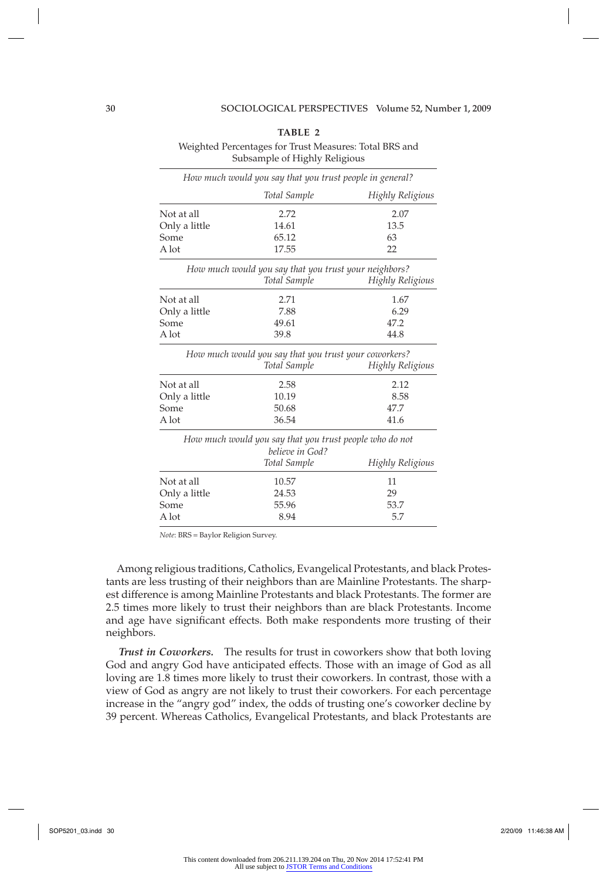**TABLE 2**

Weighted Percentages for Trust Measures: Total BRS and Subsample of Highly Religious

| | *Total Sample* | *Highly Religious* |
|---|---|---|
| *How much would you say that you trust people in general?* | | |
| Not at all | 2.72 | 2.07 |
| Only a little | 14.61 | 13.5 |
| Some | 65.12 | 63 |
| A lot | 17.55 | 22 |
| *How much would you say that you trust your neighbors?* | | |
| Not at all | 2.71 | 1.67 |
| Only a little | 7.88 | 6.29 |
| Some | 49.61 | 47.2 |
| A lot | 39.8 | 44.8 |
| *How much would you say that you trust your coworkers?* | | |
| Not at all | 2.58 | 2.12 |
| Only a little | 10.19 | 8.58 |
| Some | 50.68 | 47.7 |
| A lot | 36.54 | 41.6 |
| *How much would you say that you trust people who do not believe in God?* | | |
| Not at all | 10.57 | 11 |
| Only a little | 24.53 | 29 |
| Some | 55.96 | 53.7 |
| A lot | 8.94 | 5.7 |

*Note*: BRS = Baylor Religion Survey.

Among religious traditions, Catholics, Evangelical Protestants, and black Protestants are less trusting of their neighbors than are Mainline Protestants. The sharpest difference is among Mainline Protestants and black Protestants. The former are 2.5 times more likely to trust their neighbors than are black Protestants. Income and age have significant effects. Both make respondents more trusting of their neighbors.

***Trust in Coworkers.*** The results for trust in coworkers show that both loving God and angry God have anticipated effects. Those with an image of God as all loving are 1.8 times more likely to trust their coworkers. In contrast, those with a view of God as angry are not likely to trust their coworkers. For each percentage increase in the "angry god" index, the odds of trusting one's coworker decline by 39 percent. Whereas Catholics, Evangelical Protestants, and black Protestants are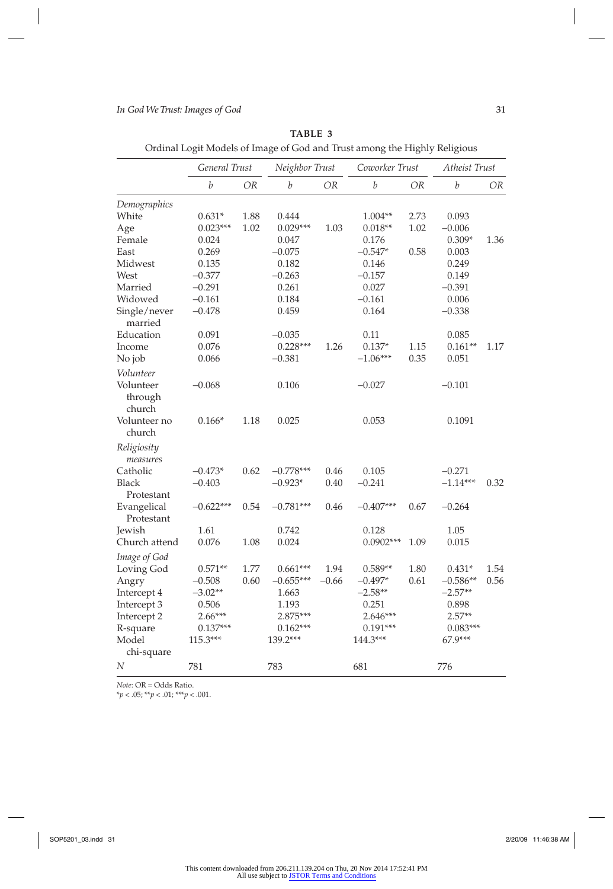**TABLE 3**

Ordinal Logit Models of Image of God and Trust among the Highly Religious

| | *General Trust* | | *Neighbor Trust* | | *Coworker Trust* | | *Atheist Trust* | |
|---|---|---|---|---|---|---|---|---|
| | *b* | *OR* | *b* | *OR* | *b* | *OR* | *b* | *OR* |
| *Demographics* | | | | | | | | |
| White | 0.631* | 1.88 | 0.444 | | 1.004** | 2.73 | 0.093 | |
| Age | 0.023*** | 1.02 | 0.029*** | 1.03 | 0.018** | 1.02 | −0.006 | |
| Female | 0.024 | | 0.047 | | 0.176 | | 0.309* | 1.36 |
| East | 0.269 | | −0.075 | | −0.547* | 0.58 | 0.003 | |
| Midwest | 0.135 | | 0.182 | | 0.146 | | 0.249 | |
| West | −0.377 | | −0.263 | | −0.157 | | 0.149 | |
| Married | −0.291 | | 0.261 | | 0.027 | | −0.391 | |
| Widowed | −0.161 | | 0.184 | | −0.161 | | 0.006 | |
| Single/never married | −0.478 | | 0.459 | | 0.164 | | −0.338 | |
| Education | 0.091 | | −0.035 | | 0.11 | | 0.085 | |
| Income | 0.076 | | 0.228*** | 1.26 | 0.137* | 1.15 | 0.161** | 1.17 |
| No job | 0.066 | | −0.381 | | −1.06*** | 0.35 | 0.051 | |
| *Volunteer* | | | | | | | | |
| Volunteer through church | −0.068 | | 0.106 | | −0.027 | | −0.101 | |
| Volunteer no church | 0.166* | 1.18 | 0.025 | | 0.053 | | 0.1091 | |
| *Religiosity measures* | | | | | | | | |
| Catholic | −0.473* | 0.62 | −0.778*** | 0.46 | 0.105 | | −0.271 | |
| Black Protestant | −0.403 | | −0.923* | 0.40 | −0.241 | | −1.14*** | 0.32 |
| Evangelical Protestant | −0.622*** | 0.54 | −0.781*** | 0.46 | −0.407*** | 0.67 | −0.264 | |
| Jewish | 1.61 | | 0.742 | | 0.128 | | 1.05 | |
| Church attend | 0.076 | 1.08 | 0.024 | | 0.0902*** | 1.09 | 0.015 | |
| *Image of God* | | | | | | | | |
| Loving God | 0.571** | 1.77 | 0.661*** | 1.94 | 0.589** | 1.80 | 0.431* | 1.54 |
| Angry | −0.508 | 0.60 | −0.655*** | −0.66 | −0.497* | 0.61 | −0.586** | 0.56 |
| Intercept 4 | −3.02** | | 1.663 | | −2.58** | | −2.57** | |
| Intercept 3 | 0.506 | | 1.193 | | 0.251 | | 0.898 | |
| Intercept 2 | 2.66*** | | 2.875*** | | 2.646*** | | 2.57** | |
| R-square | 0.137*** | | 0.162*** | | 0.191*** | | 0.083*** | |
| Model chi-square | 115.3*** | | 139.2*** | | 144.3*** | | 67.9*** | |
| *N* | 781 | | 783 | | 681 | | 776 | |

*Note*: OR = Odds Ratio.
*$p < .05$; **$p < .01$; ***$p < .001$.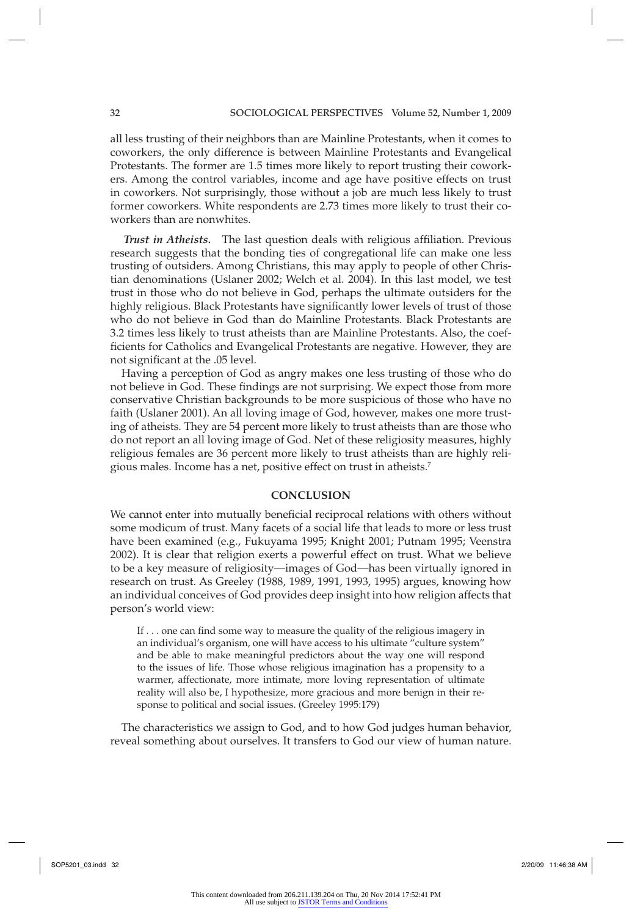all less trusting of their neighbors than are Mainline Protestants, when it comes to coworkers, the only difference is between Mainline Protestants and Evangelical Protestants. The former are 1.5 times more likely to report trusting their coworkers. Among the control variables, income and age have positive effects on trust in coworkers. Not surprisingly, those without a job are much less likely to trust former coworkers. White respondents are 2.73 times more likely to trust their coworkers than are nonwhites.

***Trust in Atheists.*** The last question deals with religious affiliation. Previous research suggests that the bonding ties of congregational life can make one less trusting of outsiders. Among Christians, this may apply to people of other Christian denominations (Uslaner 2002; Welch et al. 2004). In this last model, we test trust in those who do not believe in God, perhaps the ultimate outsiders for the highly religious. Black Protestants have significantly lower levels of trust of those who do not believe in God than do Mainline Protestants. Black Protestants are 3.2 times less likely to trust atheists than are Mainline Protestants. Also, the coefficients for Catholics and Evangelical Protestants are negative. However, they are not significant at the .05 level.

Having a perception of God as angry makes one less trusting of those who do not believe in God. These findings are not surprising. We expect those from more conservative Christian backgrounds to be more suspicious of those who have no faith (Uslaner 2001). An all loving image of God, however, makes one more trusting of atheists. They are 54 percent more likely to trust atheists than are those who do not report an all loving image of God. Net of these religiosity measures, highly religious females are 36 percent more likely to trust atheists than are highly religious males. Income has a net, positive effect on trust in atheists.[7]

## CONCLUSION

We cannot enter into mutually beneficial reciprocal relations with others without some modicum of trust. Many facets of a social life that leads to more or less trust have been examined (e.g., Fukuyama 1995; Knight 2001; Putnam 1995; Veenstra 2002). It is clear that religion exerts a powerful effect on trust. What we believe to be a key measure of religiosity—images of God—has been virtually ignored in research on trust. As Greeley (1988, 1989, 1991, 1993, 1995) argues, knowing how an individual conceives of God provides deep insight into how religion affects that person's world view:

> If . . . one can find some way to measure the quality of the religious imagery in an individual's organism, one will have access to his ultimate "culture system" and be able to make meaningful predictors about the way one will respond to the issues of life. Those whose religious imagination has a propensity to a warmer, affectionate, more intimate, more loving representation of ultimate reality will also be, I hypothesize, more gracious and more benign in their response to political and social issues. (Greeley 1995:179)

The characteristics we assign to God, and to how God judges human behavior, reveal something about ourselves. It transfers to God our view of human nature.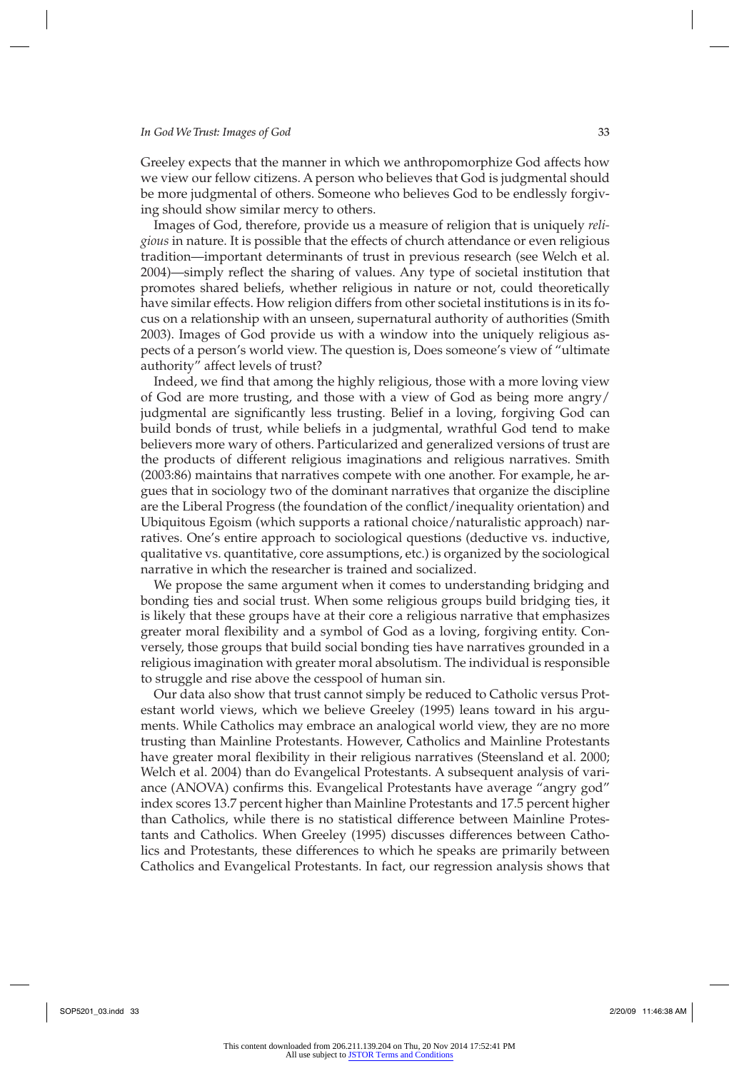Greeley expects that the manner in which we anthropomorphize God affects how we view our fellow citizens. A person who believes that God is judgmental should be more judgmental of others. Someone who believes God to be endlessly forgiving should show similar mercy to others.

Images of God, therefore, provide us a measure of religion that is uniquely *religious* in nature. It is possible that the effects of church attendance or even religious tradition—important determinants of trust in previous research (see Welch et al. 2004)—simply reflect the sharing of values. Any type of societal institution that promotes shared beliefs, whether religious in nature or not, could theoretically have similar effects. How religion differs from other societal institutions is in its focus on a relationship with an unseen, supernatural authority of authorities (Smith 2003). Images of God provide us with a window into the uniquely religious aspects of a person's world view. The question is, Does someone's view of "ultimate authority" affect levels of trust?

Indeed, we find that among the highly religious, those with a more loving view of God are more trusting, and those with a view of God as being more angry/judgmental are significantly less trusting. Belief in a loving, forgiving God can build bonds of trust, while beliefs in a judgmental, wrathful God tend to make believers more wary of others. Particularized and generalized versions of trust are the products of different religious imaginations and religious narratives. Smith (2003:86) maintains that narratives compete with one another. For example, he argues that in sociology two of the dominant narratives that organize the discipline are the Liberal Progress (the foundation of the conflict/inequality orientation) and Ubiquitous Egoism (which supports a rational choice/naturalistic approach) narratives. One's entire approach to sociological questions (deductive vs. inductive, qualitative vs. quantitative, core assumptions, etc.) is organized by the sociological narrative in which the researcher is trained and socialized.

We propose the same argument when it comes to understanding bridging and bonding ties and social trust. When some religious groups build bridging ties, it is likely that these groups have at their core a religious narrative that emphasizes greater moral flexibility and a symbol of God as a loving, forgiving entity. Conversely, those groups that build social bonding ties have narratives grounded in a religious imagination with greater moral absolutism. The individual is responsible to struggle and rise above the cesspool of human sin.

Our data also show that trust cannot simply be reduced to Catholic versus Protestant world views, which we believe Greeley (1995) leans toward in his arguments. While Catholics may embrace an analogical world view, they are no more trusting than Mainline Protestants. However, Catholics and Mainline Protestants have greater moral flexibility in their religious narratives (Steensland et al. 2000; Welch et al. 2004) than do Evangelical Protestants. A subsequent analysis of variance (ANOVA) confirms this. Evangelical Protestants have average "angry god" index scores 13.7 percent higher than Mainline Protestants and 17.5 percent higher than Catholics, while there is no statistical difference between Mainline Protestants and Catholics. When Greeley (1995) discusses differences between Catholics and Protestants, these differences to which he speaks are primarily between Catholics and Evangelical Protestants. In fact, our regression analysis shows that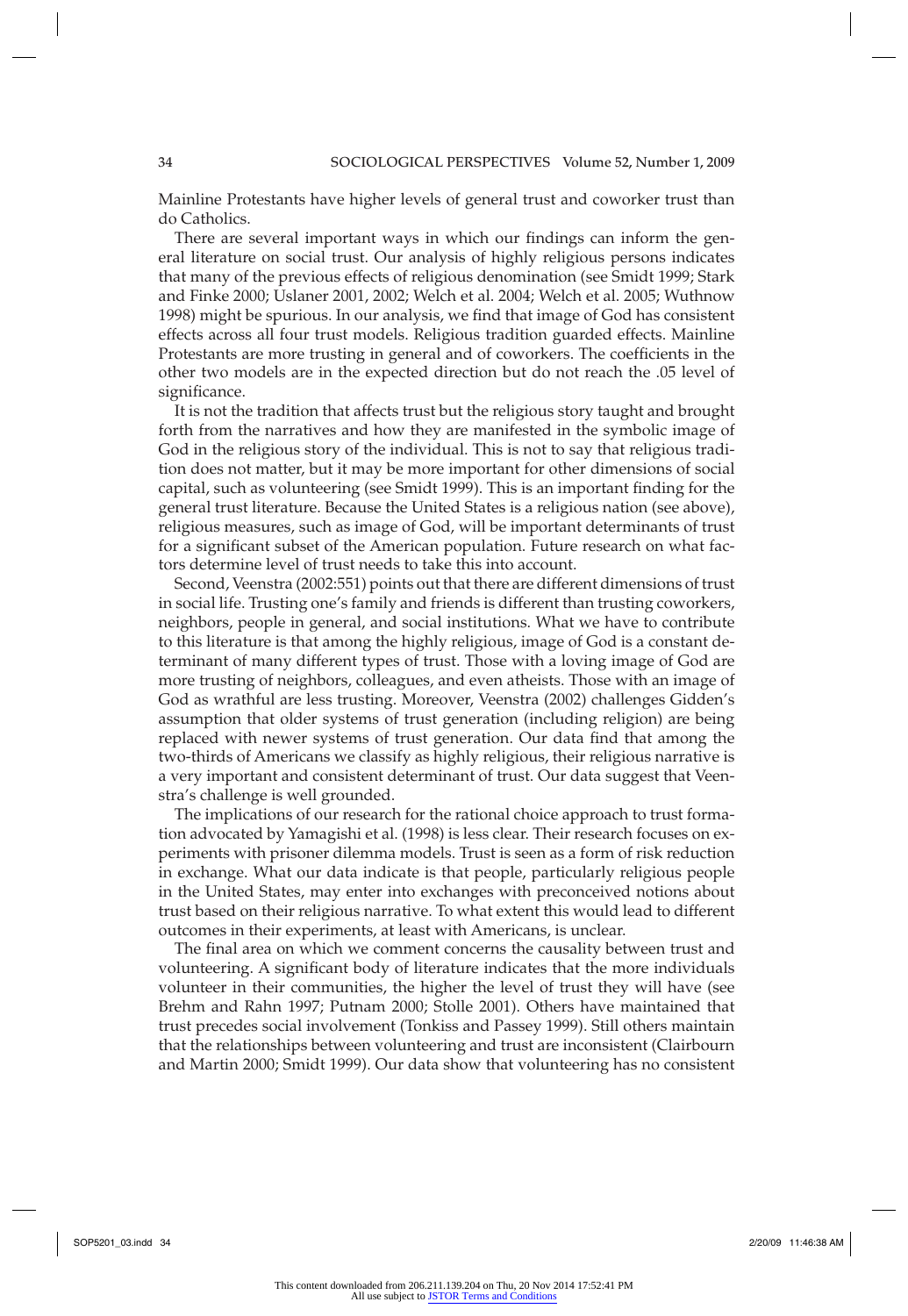Mainline Protestants have higher levels of general trust and coworker trust than do Catholics.

There are several important ways in which our findings can inform the general literature on social trust. Our analysis of highly religious persons indicates that many of the previous effects of religious denomination (see Smidt 1999; Stark and Finke 2000; Uslaner 2001, 2002; Welch et al. 2004; Welch et al. 2005; Wuthnow 1998) might be spurious. In our analysis, we find that image of God has consistent effects across all four trust models. Religious tradition guarded effects. Mainline Protestants are more trusting in general and of coworkers. The coefficients in the other two models are in the expected direction but do not reach the .05 level of significance.

It is not the tradition that affects trust but the religious story taught and brought forth from the narratives and how they are manifested in the symbolic image of God in the religious story of the individual. This is not to say that religious tradition does not matter, but it may be more important for other dimensions of social capital, such as volunteering (see Smidt 1999). This is an important finding for the general trust literature. Because the United States is a religious nation (see above), religious measures, such as image of God, will be important determinants of trust for a significant subset of the American population. Future research on what factors determine level of trust needs to take this into account.

Second, Veenstra (2002:551) points out that there are different dimensions of trust in social life. Trusting one's family and friends is different than trusting coworkers, neighbors, people in general, and social institutions. What we have to contribute to this literature is that among the highly religious, image of God is a constant determinant of many different types of trust. Those with a loving image of God are more trusting of neighbors, colleagues, and even atheists. Those with an image of God as wrathful are less trusting. Moreover, Veenstra (2002) challenges Gidden's assumption that older systems of trust generation (including religion) are being replaced with newer systems of trust generation. Our data find that among the two-thirds of Americans we classify as highly religious, their religious narrative is a very important and consistent determinant of trust. Our data suggest that Veenstra's challenge is well grounded.

The implications of our research for the rational choice approach to trust formation advocated by Yamagishi et al. (1998) is less clear. Their research focuses on experiments with prisoner dilemma models. Trust is seen as a form of risk reduction in exchange. What our data indicate is that people, particularly religious people in the United States, may enter into exchanges with preconceived notions about trust based on their religious narrative. To what extent this would lead to different outcomes in their experiments, at least with Americans, is unclear.

The final area on which we comment concerns the causality between trust and volunteering. A significant body of literature indicates that the more individuals volunteer in their communities, the higher the level of trust they will have (see Brehm and Rahn 1997; Putnam 2000; Stolle 2001). Others have maintained that trust precedes social involvement (Tonkiss and Passey 1999). Still others maintain that the relationships between volunteering and trust are inconsistent (Clairbourn and Martin 2000; Smidt 1999). Our data show that volunteering has no consistent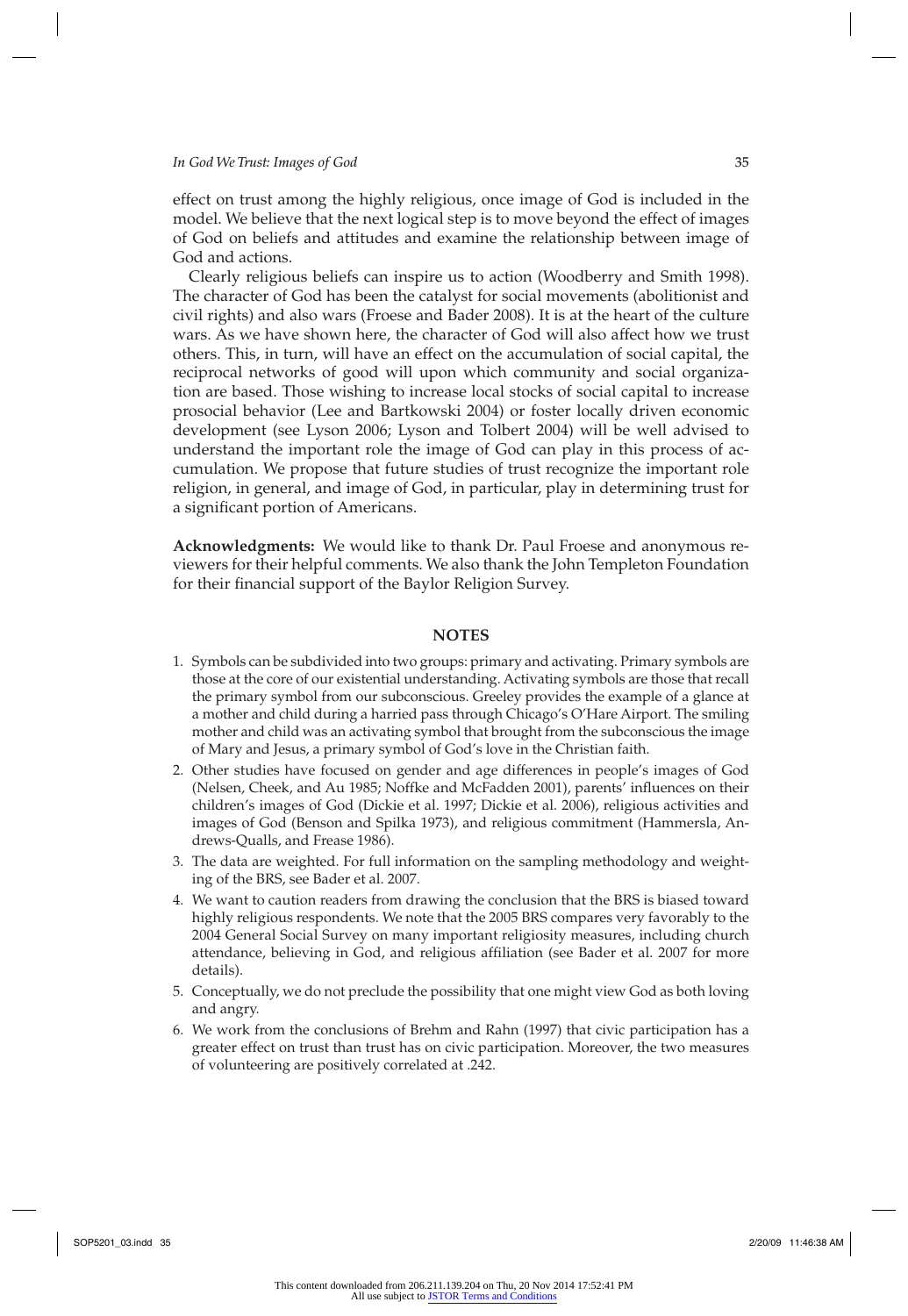effect on trust among the highly religious, once image of God is included in the model. We believe that the next logical step is to move beyond the effect of images of God on beliefs and attitudes and examine the relationship between image of God and actions.

Clearly religious beliefs can inspire us to action (Woodberry and Smith 1998). The character of God has been the catalyst for social movements (abolitionist and civil rights) and also wars (Froese and Bader 2008). It is at the heart of the culture wars. As we have shown here, the character of God will also affect how we trust others. This, in turn, will have an effect on the accumulation of social capital, the reciprocal networks of good will upon which community and social organization are based. Those wishing to increase local stocks of social capital to increase prosocial behavior (Lee and Bartkowski 2004) or foster locally driven economic development (see Lyson 2006; Lyson and Tolbert 2004) will be well advised to understand the important role the image of God can play in this process of accumulation. We propose that future studies of trust recognize the important role religion, in general, and image of God, in particular, play in determining trust for a significant portion of Americans.

**Acknowledgments:** We would like to thank Dr. Paul Froese and anonymous reviewers for their helpful comments. We also thank the John Templeton Foundation for their financial support of the Baylor Religion Survey.

## NOTES

1. Symbols can be subdivided into two groups: primary and activating. Primary symbols are those at the core of our existential understanding. Activating symbols are those that recall the primary symbol from our subconscious. Greeley provides the example of a glance at a mother and child during a harried pass through Chicago's O'Hare Airport. The smiling mother and child was an activating symbol that brought from the subconscious the image of Mary and Jesus, a primary symbol of God's love in the Christian faith.
2. Other studies have focused on gender and age differences in people's images of God (Nelsen, Cheek, and Au 1985; Noffke and McFadden 2001), parents' influences on their children's images of God (Dickie et al. 1997; Dickie et al. 2006), religious activities and images of God (Benson and Spilka 1973), and religious commitment (Hammersla, Andrews-Qualls, and Frease 1986).
3. The data are weighted. For full information on the sampling methodology and weighting of the BRS, see Bader et al. 2007.
4. We want to caution readers from drawing the conclusion that the BRS is biased toward highly religious respondents. We note that the 2005 BRS compares very favorably to the 2004 General Social Survey on many important religiosity measures, including church attendance, believing in God, and religious affiliation (see Bader et al. 2007 for more details).
5. Conceptually, we do not preclude the possibility that one might view God as both loving and angry.
6. We work from the conclusions of Brehm and Rahn (1997) that civic participation has a greater effect on trust than trust has on civic participation. Moreover, the two measures of volunteering are positively correlated at .242.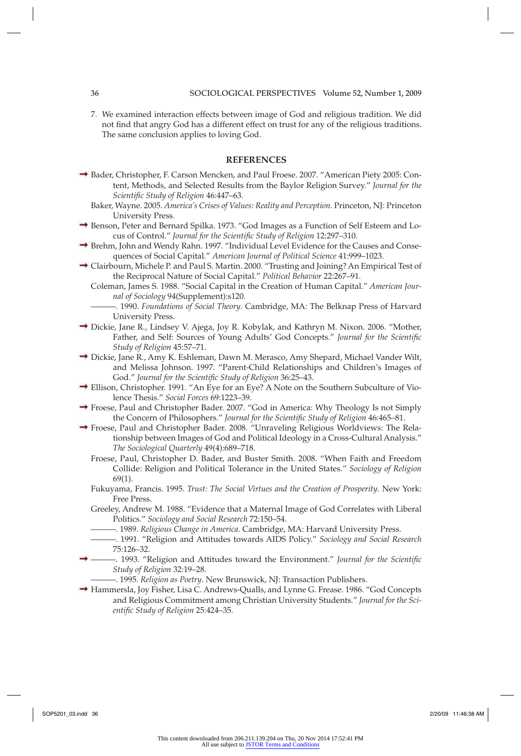7. We examined interaction effects between image of God and religious tradition. We did not find that angry God has a different effect on trust for any of the religious traditions. The same conclusion applies to loving God.

## REFERENCES

Bader, Christopher, F. Carson Mencken, and Paul Froese. 2007. "American Piety 2005: Content, Methods, and Selected Results from the Baylor Religion Survey." *Journal for the Scientific Study of Religion* 46:447–63.

Baker, Wayne. 2005. *America's Crises of Values: Reality and Perception*. Princeton, NJ: Princeton University Press.

Benson, Peter and Bernard Spilka. 1973. "God Images as a Function of Self Esteem and Locus of Control." *Journal for the Scientific Study of Religion* 12:297–310.

Brehm, John and Wendy Rahn. 1997. "Individual Level Evidence for the Causes and Consequences of Social Capital." *American Journal of Political Science* 41:999–1023.

Clairbourn, Michele P. and Paul S. Martin. 2000. "Trusting and Joining? An Empirical Test of the Reciprocal Nature of Social Capital." *Political Behavior* 22:267–91.

Coleman, James S. 1988. "Social Capital in the Creation of Human Capital." *American Journal of Sociology* 94(Supplement):s120.

———. 1990. *Foundations of Social Theory*. Cambridge, MA: The Belknap Press of Harvard University Press.

Dickie, Jane R., Lindsey V. Ajega, Joy R. Kobylak, and Kathryn M. Nixon. 2006. "Mother, Father, and Self: Sources of Young Adults' God Concepts." *Journal for the Scientific Study of Religion* 45:57–71.

Dickie, Jane R., Amy K. Eshleman, Dawn M. Merasco, Amy Shepard, Michael Vander Wilt, and Melissa Johnson. 1997. "Parent-Child Relationships and Children's Images of God." *Journal for the Scientific Study of Religion* 36:25–43.

Ellison, Christopher. 1991. "An Eye for an Eye? A Note on the Southern Subculture of Violence Thesis." *Social Forces* 69:1223–39.

Froese, Paul and Christopher Bader. 2007. "God in America: Why Theology Is not Simply the Concern of Philosophers." *Journal for the Scientific Study of Religion* 46:465–81.

Froese, Paul and Christopher Bader. 2008. "Unraveling Religious Worldviews: The Relationship between Images of God and Political Ideology in a Cross-Cultural Analysis." *The Sociological Quarterly* 49(4):689–718.

Froese, Paul, Christopher D. Bader, and Buster Smith. 2008. "When Faith and Freedom Collide: Religion and Political Tolerance in the United States." *Sociology of Religion* 69(1).

Fukuyama, Francis. 1995. *Trust: The Social Virtues and the Creation of Prosperity*. New York: Free Press.

Greeley, Andrew M. 1988. "Evidence that a Maternal Image of God Correlates with Liberal Politics." *Sociology and Social Research* 72:150–54.

———. 1989. *Religious Change in America*. Cambridge, MA: Harvard University Press.

———. 1991. "Religion and Attitudes towards AIDS Policy." *Sociology and Social Research* 75:126–32.

———. 1993. "Religion and Attitudes toward the Environment." *Journal for the Scientific Study of Religion* 32:19–28.

———. 1995. *Religion as Poetry*. New Brunswick, NJ: Transaction Publishers.

Hammersla, Joy Fisher, Lisa C. Andrews-Qualls, and Lynne G. Frease. 1986. "God Concepts and Religious Commitment among Christian University Students." *Journal for the Scientific Study of Religion* 25:424–35.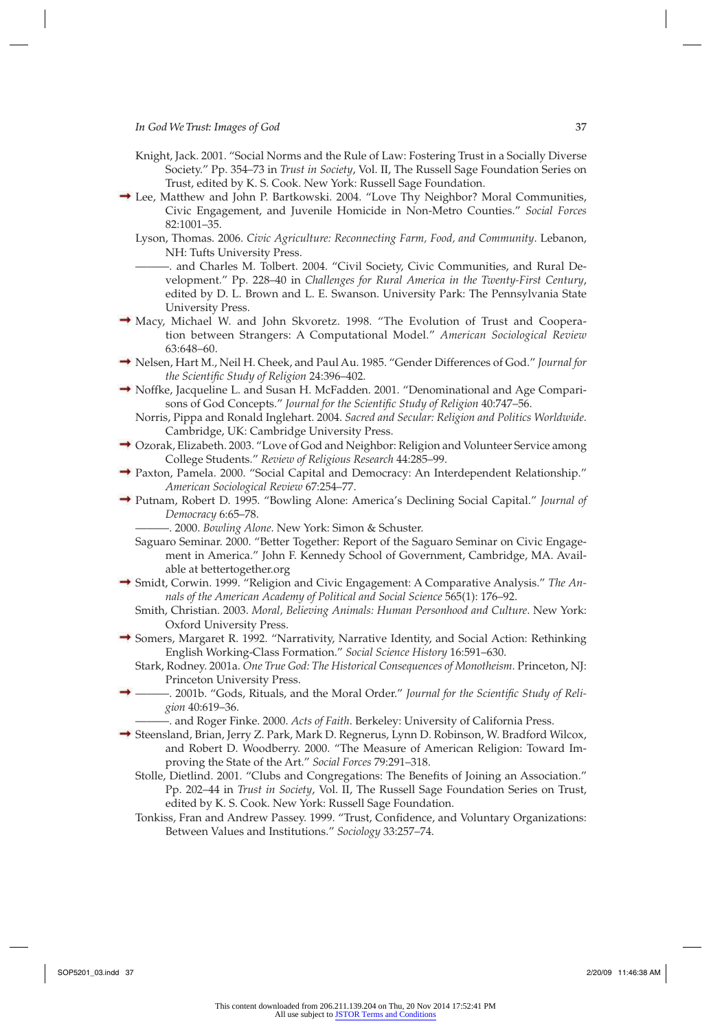Knight, Jack. 2001. "Social Norms and the Rule of Law: Fostering Trust in a Socially Diverse Society." Pp. 354–73 in *Trust in Society*, Vol. II, The Russell Sage Foundation Series on Trust, edited by K. S. Cook. New York: Russell Sage Foundation.

Lee, Matthew and John P. Bartkowski. 2004. "Love Thy Neighbor? Moral Communities, Civic Engagement, and Juvenile Homicide in Non-Metro Counties." *Social Forces* 82:1001–35.

Lyson, Thomas. 2006. *Civic Agriculture: Reconnecting Farm, Food, and Community*. Lebanon, NH: Tufts University Press.

———. and Charles M. Tolbert. 2004. "Civil Society, Civic Communities, and Rural Development." Pp. 228–40 in *Challenges for Rural America in the Twenty-First Century*, edited by D. L. Brown and L. E. Swanson. University Park: The Pennsylvania State University Press.

Macy, Michael W. and John Skvoretz. 1998. "The Evolution of Trust and Cooperation between Strangers: A Computational Model." *American Sociological Review* 63:648–60.

Nelsen, Hart M., Neil H. Cheek, and Paul Au. 1985. "Gender Differences of God." *Journal for the Scientific Study of Religion* 24:396–402.

Noffke, Jacqueline L. and Susan H. McFadden. 2001. "Denominational and Age Comparisons of God Concepts." *Journal for the Scientific Study of Religion* 40:747–56.

Norris, Pippa and Ronald Inglehart. 2004. *Sacred and Secular: Religion and Politics Worldwide*. Cambridge, UK: Cambridge University Press.

Ozorak, Elizabeth. 2003. "Love of God and Neighbor: Religion and Volunteer Service among College Students." *Review of Religious Research* 44:285–99.

Paxton, Pamela. 2000. "Social Capital and Democracy: An Interdependent Relationship." *American Sociological Review* 67:254–77.

Putnam, Robert D. 1995. "Bowling Alone: America's Declining Social Capital." *Journal of Democracy* 6:65–78.

———. 2000. *Bowling Alone*. New York: Simon & Schuster.

Saguaro Seminar. 2000. "Better Together: Report of the Saguaro Seminar on Civic Engagement in America." John F. Kennedy School of Government, Cambridge, MA. Available at bettertogether.org

Smidt, Corwin. 1999. "Religion and Civic Engagement: A Comparative Analysis." *The Annals of the American Academy of Political and Social Science* 565(1): 176–92.

Smith, Christian. 2003. *Moral, Believing Animals: Human Personhood and Culture*. New York: Oxford University Press.

Somers, Margaret R. 1992. "Narrativity, Narrative Identity, and Social Action: Rethinking English Working-Class Formation." *Social Science History* 16:591–630.

Stark, Rodney. 2001a. *One True God: The Historical Consequences of Monotheism*. Princeton, NJ: Princeton University Press.

———. 2001b. "Gods, Rituals, and the Moral Order." *Journal for the Scientific Study of Religion* 40:619–36.

———. and Roger Finke. 2000. *Acts of Faith*. Berkeley: University of California Press.

Steensland, Brian, Jerry Z. Park, Mark D. Regnerus, Lynn D. Robinson, W. Bradford Wilcox, and Robert D. Woodberry. 2000. "The Measure of American Religion: Toward Improving the State of the Art." *Social Forces* 79:291–318.

Stolle, Dietlind. 2001. "Clubs and Congregations: The Benefits of Joining an Association." Pp. 202–44 in *Trust in Society*, Vol. II, The Russell Sage Foundation Series on Trust, edited by K. S. Cook. New York: Russell Sage Foundation.

Tonkiss, Fran and Andrew Passey. 1999. "Trust, Confidence, and Voluntary Organizations: Between Values and Institutions." *Sociology* 33:257–74.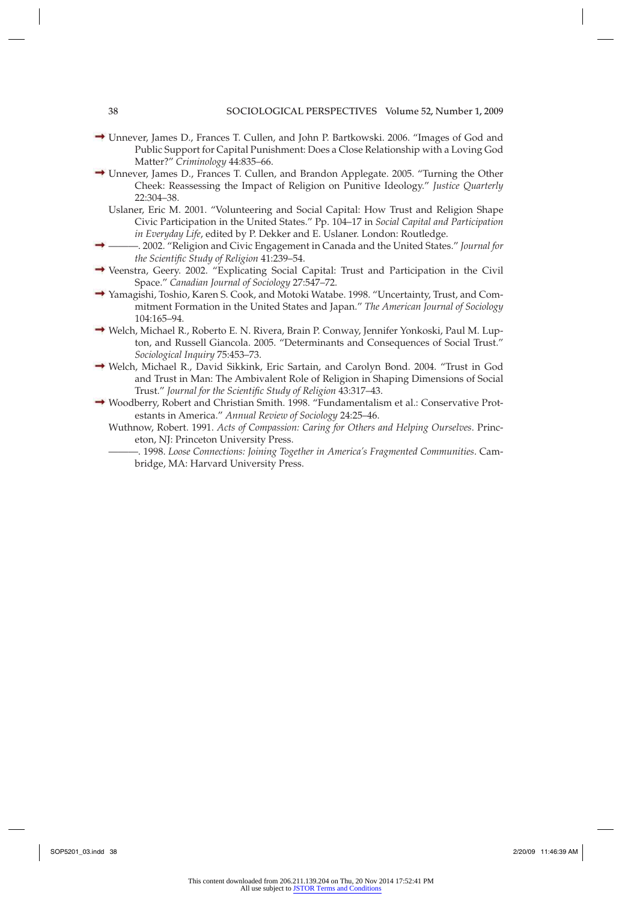Unnever, James D., Frances T. Cullen, and John P. Bartkowski. 2006. "Images of God and Public Support for Capital Punishment: Does a Close Relationship with a Loving God Matter?" *Criminology* 44:835–66.

Unnever, James D., Frances T. Cullen, and Brandon Applegate. 2005. "Turning the Other Cheek: Reassessing the Impact of Religion on Punitive Ideology." *Justice Quarterly* 22:304–38.

Uslaner, Eric M. 2001. "Volunteering and Social Capital: How Trust and Religion Shape Civic Participation in the United States." Pp. 104–17 in *Social Capital and Participation in Everyday Life*, edited by P. Dekker and E. Uslaner. London: Routledge.

———. 2002. "Religion and Civic Engagement in Canada and the United States." *Journal for the Scientific Study of Religion* 41:239–54.

Veenstra, Geery. 2002. "Explicating Social Capital: Trust and Participation in the Civil Space." *Canadian Journal of Sociology* 27:547–72.

Yamagishi, Toshio, Karen S. Cook, and Motoki Watabe. 1998. "Uncertainty, Trust, and Commitment Formation in the United States and Japan." *The American Journal of Sociology* 104:165–94.

Welch, Michael R., Roberto E. N. Rivera, Brain P. Conway, Jennifer Yonkoski, Paul M. Lupton, and Russell Giancola. 2005. "Determinants and Consequences of Social Trust." *Sociological Inquiry* 75:453–73.

Welch, Michael R., David Sikkink, Eric Sartain, and Carolyn Bond. 2004. "Trust in God and Trust in Man: The Ambivalent Role of Religion in Shaping Dimensions of Social Trust." *Journal for the Scientific Study of Religion* 43:317–43.

Woodberry, Robert and Christian Smith. 1998. "Fundamentalism et al.: Conservative Protestants in America." *Annual Review of Sociology* 24:25–46.

Wuthnow, Robert. 1991. *Acts of Compassion: Caring for Others and Helping Ourselves*. Princeton, NJ: Princeton University Press.

———. 1998. *Loose Connections: Joining Together in America's Fragmented Communities*. Cambridge, MA: Harvard University Press.